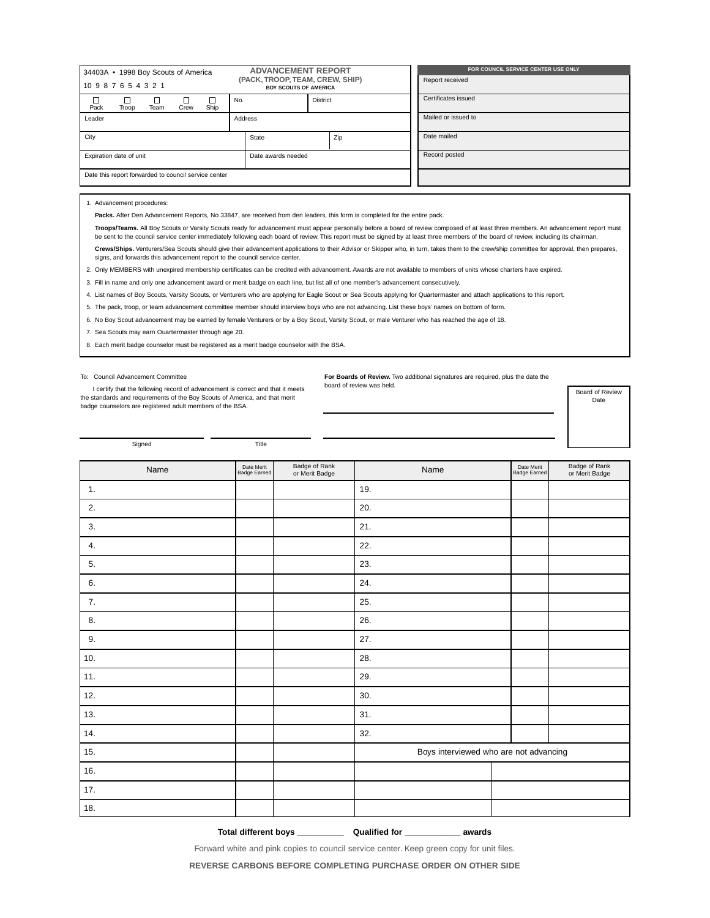34403A • 1998 Boy Scouts of America

10 9 8 7 6 5 4 3 2 1

# ADVANCEMENT REPORT
## (PACK, TROOP, TEAM, CREW, SHIP)
**BOY SCOUTS OF AMERICA**

☐ Pack ☐ Troop ☐ Team ☐ Crew ☐ Ship

| | | | |
|---|---|---|---|
| No. | | District | |
| Leader | | Address | |
| City | | State | Zip |
| Expiration date of unit | | Date awards needed | |
| Date this report forwarded to council service center | | | |

| FOR COUNCIL SERVICE CENTER USE ONLY |
|---|
| Report received |
| Certificates issued |
| Mailed or issued to |
| Date mailed |
| Record posted |
| |

1. Advancement procedures:

   **Packs.** After Den Advancement Reports, No 33847, are received from den leaders, this form is completed for the entire pack.

   **Troops/Teams.** All Boy Scouts or Varsity Scouts ready for advancement must appear personally before a board of review composed of at least three members. An advancement report must be sent to the council service center immediately following each board of review. This report must be signed by at least three members of the board of review, including its chairman.

   **Crews/Ships.** Venturers/Sea Scouts should give their advancement applications to their Advisor or Skipper who, in turn, takes them to the crew/ship committee for approval, then prepares, signs, and forwards this advancement report to the council service center.
2. Only MEMBERS with unexpired membership certificates can be credited with advancement. Awards are not available to members of units whose charters have expired.
3. Fill in name and only one advancement award or merit badge on each line, but list all of one member's advancement consecutively.
4. List names of Boy Scouts, Varsity Scouts, or Venturers who are applying for Eagle Scout or Sea Scouts applying for Quartermaster and attach applications to this report.
5. The pack, troop, or team advancement committee member should interview boys who are not advancing. List these boys' names on bottom of form.
6. No Boy Scout advancement may be earned by female Venturers or by a Boy Scout, Varsity Scout, or male Venturer who has reached the age of 18.
7. Sea Scouts may earn Quartermaster through age 20.
8. Each merit badge counselor must be registered as a merit badge counselor with the BSA.

To: Council Advancement Committee

I certify that the following record of advancement is correct and that it meets the standards and requirements of the Boy Scouts of America, and that merit badge counselors are registered adult members of the BSA.

Signed \_\_\_\_\_\_\_\_\_\_\_\_\_\_\_\_ Title \_\_\_\_\_\_\_\_\_\_\_\_\_\_\_\_

**For Boards of Review.** Two additional signatures are required, plus the date the board of review was held.

\_\_\_\_\_\_\_\_\_\_\_\_\_\_\_\_\_\_\_\_\_\_\_\_\_\_\_\_\_\_

\_\_\_\_\_\_\_\_\_\_\_\_\_\_\_\_\_\_\_\_\_\_\_\_\_\_\_\_\_\_

Board of Review Date

| Name | Date Merit Badge Earned | Badge of Rank or Merit Badge | Name | Date Merit Badge Earned | Badge of Rank or Merit Badge |
|---|---|---|---|---|---|
| 1. | | | 19. | | |
| 2. | | | 20. | | |
| 3. | | | 21. | | |
| 4. | | | 22. | | |
| 5. | | | 23. | | |
| 6. | | | 24. | | |
| 7. | | | 25. | | |
| 8. | | | 26. | | |
| 9. | | | 27. | | |
| 10. | | | 28. | | |
| 11. | | | 29. | | |
| 12. | | | 30. | | |
| 13. | | | 31. | | |
| 14. | | | 32. | | |
| 15. | | | Boys interviewed who are not advancing | | |
| 16. | | | | | |
| 17. | | | | | |
| 18. | | | | | |

**Total different boys \_\_\_\_\_\_\_\_\_\_ Qualified for \_\_\_\_\_\_\_\_\_\_\_\_ awards**

Forward white and pink copies to council service center. Keep green copy for unit files.

**REVERSE CARBONS BEFORE COMPLETING PURCHASE ORDER ON OTHER SIDE**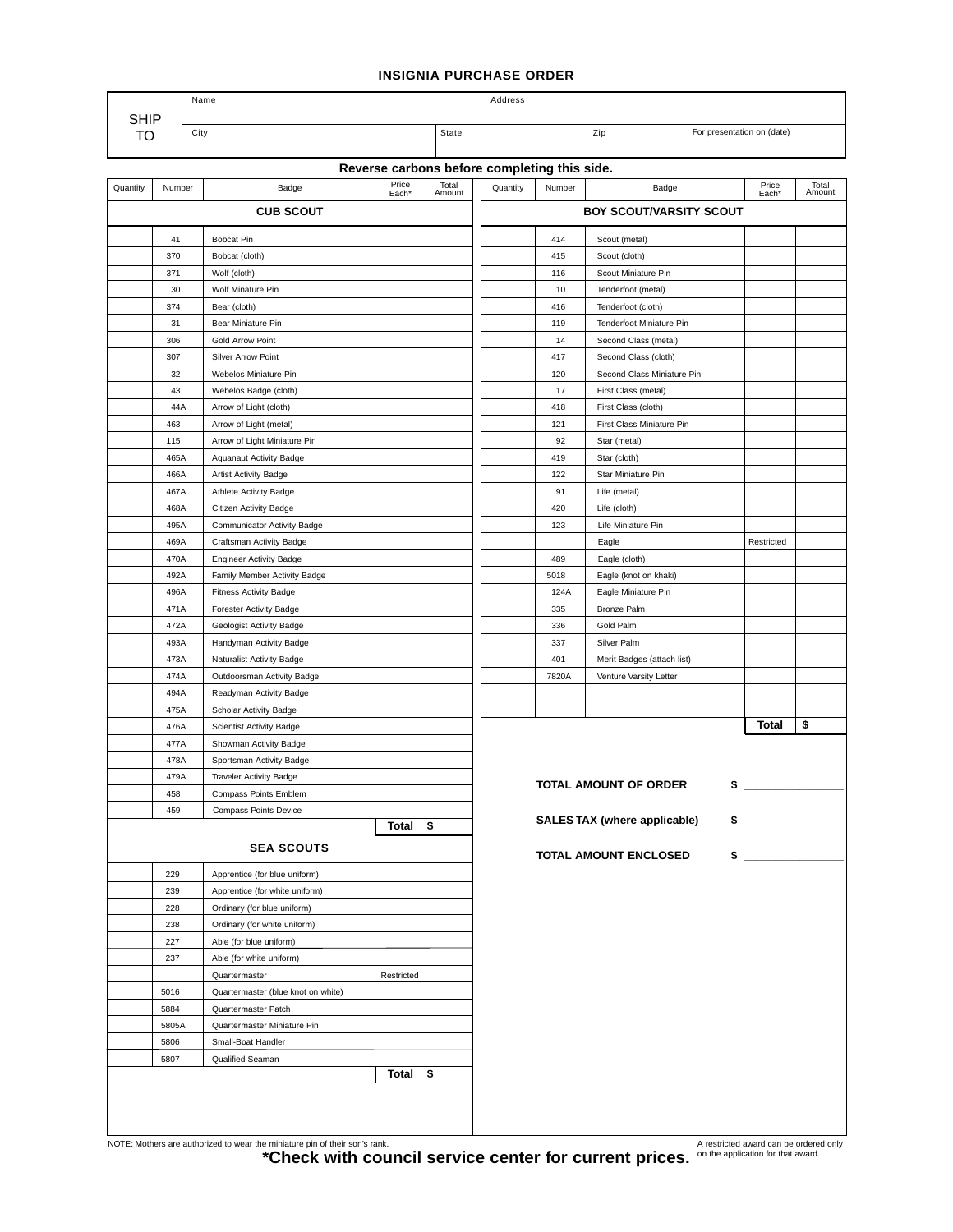# INSIGNIA PURCHASE ORDER

| SHIP TO | Name | | Address | |
|---|---|---|---|---|
| | City | State | Zip | For presentation on (date) |

**Reverse carbons before completing this side.**

## CUB SCOUT

| Quantity | Number | Badge | Price Each* | Total Amount |
|---|---|---|---|---|
| | 41 | Bobcat Pin | | |
| | 370 | Bobcat (cloth) | | |
| | 371 | Wolf (cloth) | | |
| | 30 | Wolf Minature Pin | | |
| | 374 | Bear (cloth) | | |
| | 31 | Bear Miniature Pin | | |
| | 306 | Gold Arrow Point | | |
| | 307 | Silver Arrow Point | | |
| | 32 | Webelos Miniature Pin | | |
| | 43 | Webelos Badge (cloth) | | |
| | 44A | Arrow of Light (cloth) | | |
| | 463 | Arrow of Light (metal) | | |
| | 115 | Arrow of Light Miniature Pin | | |
| | 465A | Aquanaut Activity Badge | | |
| | 466A | Artist Activity Badge | | |
| | 467A | Athlete Activity Badge | | |
| | 468A | Citizen Activity Badge | | |
| | 495A | Communicator Activity Badge | | |
| | 469A | Craftsman Activity Badge | | |
| | 470A | Engineer Activity Badge | | |
| | 492A | Family Member Activity Badge | | |
| | 496A | Fitness Activity Badge | | |
| | 471A | Forester Activity Badge | | |
| | 472A | Geologist Activity Badge | | |
| | 493A | Handyman Activity Badge | | |
| | 473A | Naturalist Activity Badge | | |
| | 474A | Outdoorsman Activity Badge | | |
| | 494A | Readyman Activity Badge | | |
| | 475A | Scholar Activity Badge | | |
| | 476A | Scientist Activity Badge | | |
| | 477A | Showman Activity Badge | | |
| | 478A | Sportsman Activity Badge | | |
| | 479A | Traveler Activity Badge | | |
| | 458 | Compass Points Emblem | | |
| | 459 | Compass Points Device | | |
| | | | Total | $ |

## SEA SCOUTS

| Quantity | Number | Badge | Price Each* | Total Amount |
|---|---|---|---|---|
| | 229 | Apprentice (for blue uniform) | | |
| | 239 | Apprentice (for white uniform) | | |
| | 228 | Ordinary (for blue uniform) | | |
| | 238 | Ordinary (for white uniform) | | |
| | 227 | Able (for blue uniform) | | |
| | 237 | Able (for white uniform) | | |
| | | Quartermaster | Restricted | |
| | 5016 | Quartermaster (blue knot on white) | | |
| | 5884 | Quartermaster Patch | | |
| | 5805A | Quartermaster Miniature Pin | | |
| | 5806 | Small-Boat Handler | | |
| | 5807 | Qualified Seaman | | |
| | | | Total | $ |

## BOY SCOUT/VARSITY SCOUT

| Quantity | Number | Badge | Price Each* | Total Amount |
|---|---|---|---|---|
| | 414 | Scout (metal) | | |
| | 415 | Scout (cloth) | | |
| | 116 | Scout Miniature Pin | | |
| | 10 | Tenderfoot (metal) | | |
| | 416 | Tenderfoot (cloth) | | |
| | 119 | Tenderfoot Miniature Pin | | |
| | 14 | Second Class (metal) | | |
| | 417 | Second Class (cloth) | | |
| | 120 | Second Class Miniature Pin | | |
| | 17 | First Class (metal) | | |
| | 418 | First Class (cloth) | | |
| | 121 | First Class Miniature Pin | | |
| | 92 | Star (metal) | | |
| | 419 | Star (cloth) | | |
| | 122 | Star Miniature Pin | | |
| | 91 | Life (metal) | | |
| | 420 | Life (cloth) | | |
| | 123 | Life Miniature Pin | | |
| | | Eagle | Restricted | |
| | 489 | Eagle (cloth) | | |
| | 5018 | Eagle (knot on khaki) | | |
| | 124A | Eagle Miniature Pin | | |
| | 335 | Bronze Palm | | |
| | 336 | Gold Palm | | |
| | 337 | Silver Palm | | |
| | 401 | Merit Badges (attach list) | | |
| | 7820A | Venture Varsity Letter | | |
| | | | | |
| | | | | |
| | | | Total | $ |

**TOTAL AMOUNT OF ORDER** $ ________________

**SALES TAX (where applicable)** $ ________________

**TOTAL AMOUNT ENCLOSED** $ ________________

NOTE: Mothers are authorized to wear the miniature pin of their son's rank.

**\*Check with council service center for current prices.**

A restricted award can be ordered only on the application for that award.